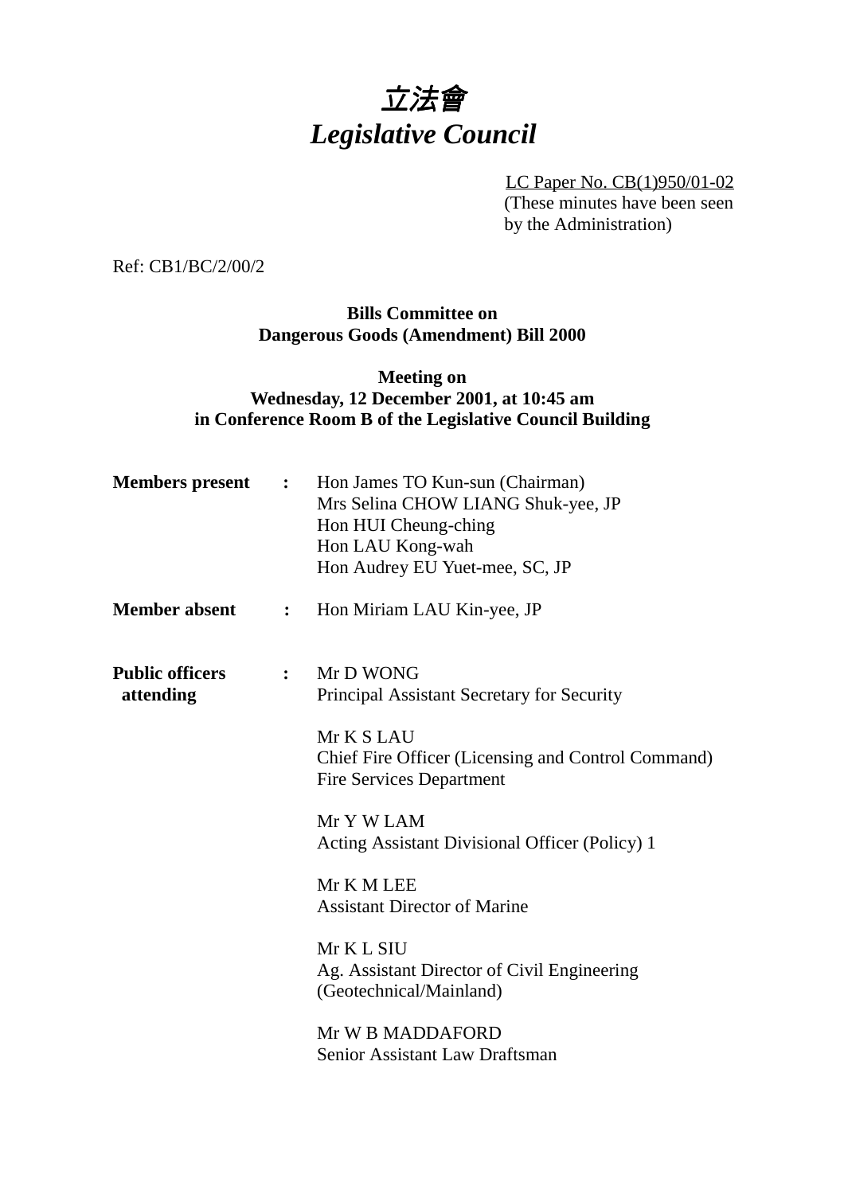# *立法會*
# *Legislative Council*

LC Paper No. CB(1)950/01-02
(These minutes have been seen by the Administration)

Ref: CB1/BC/2/00/2

**Bills Committee on Dangerous Goods (Amendment) Bill 2000**

**Meeting on Wednesday, 12 December 2001, at 10:45 am in Conference Room B of the Legislative Council Building**

**Members present** : Hon James TO Kun-sun (Chairman)
Mrs Selina CHOW LIANG Shuk-yee, JP
Hon HUI Cheung-ching
Hon LAU Kong-wah
Hon Audrey EU Yuet-mee, SC, JP

**Member absent** : Hon Miriam LAU Kin-yee, JP

**Public officers attending** : Mr D WONG
Principal Assistant Secretary for Security

Mr K S LAU
Chief Fire Officer (Licensing and Control Command)
Fire Services Department

Mr Y W LAM
Acting Assistant Divisional Officer (Policy) 1

Mr K M LEE
Assistant Director of Marine

Mr K L SIU
Ag. Assistant Director of Civil Engineering (Geotechnical/Mainland)

Mr W B MADDAFORD
Senior Assistant Law Draftsman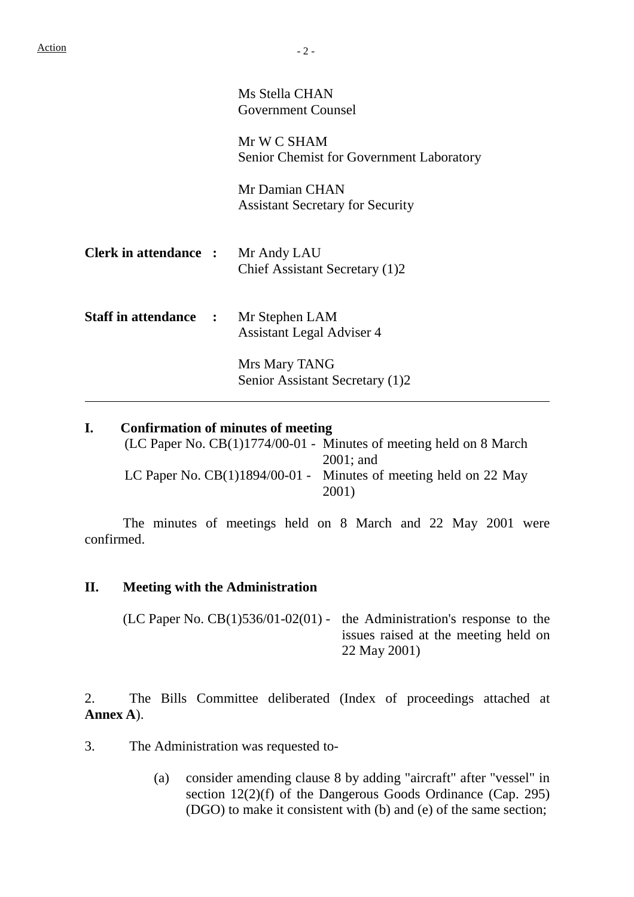Action

| | |
|---|---|
| | Ms Stella CHAN<br>Government Counsel |
| | Mr W C SHAM<br>Senior Chemist for Government Laboratory |
| | Mr Damian CHAN<br>Assistant Secretary for Security |
| **Clerk in attendance :** | Mr Andy LAU<br>Chief Assistant Secretary (1)2 |
| **Staff in attendance :** | Mr Stephen LAM<br>Assistant Legal Adviser 4 |
| | Mrs Mary TANG<br>Senior Assistant Secretary (1)2 |

---

## I. Confirmation of minutes of meeting

(LC Paper No. CB(1)1774/00-01 - Minutes of meeting held on 8 March 2001; and
LC Paper No. CB(1)1894/00-01 - Minutes of meeting held on 22 May 2001)

The minutes of meetings held on 8 March and 22 May 2001 were confirmed.

## II. Meeting with the Administration

(LC Paper No. CB(1)536/01-02(01) - the Administration's response to the issues raised at the meeting held on 22 May 2001)

2. The Bills Committee deliberated (Index of proceedings attached at **Annex A**).

3. The Administration was requested to-

(a) consider amending clause 8 by adding "aircraft" after "vessel" in section 12(2)(f) of the Dangerous Goods Ordinance (Cap. 295) (DGO) to make it consistent with (b) and (e) of the same section;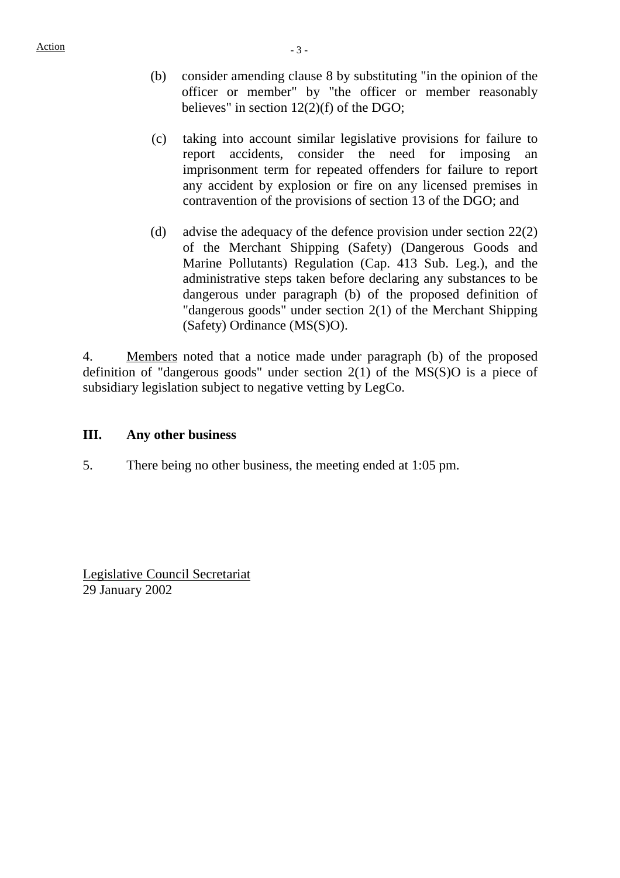(b) consider amending clause 8 by substituting "in the opinion of the officer or member" by "the officer or member reasonably believes" in section 12(2)(f) of the DGO;

(c) taking into account similar legislative provisions for failure to report accidents, consider the need for imposing an imprisonment term for repeated offenders for failure to report any accident by explosion or fire on any licensed premises in contravention of the provisions of section 13 of the DGO; and

(d) advise the adequacy of the defence provision under section 22(2) of the Merchant Shipping (Safety) (Dangerous Goods and Marine Pollutants) Regulation (Cap. 413 Sub. Leg.), and the administrative steps taken before declaring any substances to be dangerous under paragraph (b) of the proposed definition of "dangerous goods" under section 2(1) of the Merchant Shipping (Safety) Ordinance (MS(S)O).

4. Members noted that a notice made under paragraph (b) of the proposed definition of "dangerous goods" under section 2(1) of the MS(S)O is a piece of subsidiary legislation subject to negative vetting by LegCo.

## III. Any other business

5. There being no other business, the meeting ended at 1:05 pm.

Legislative Council Secretariat
29 January 2002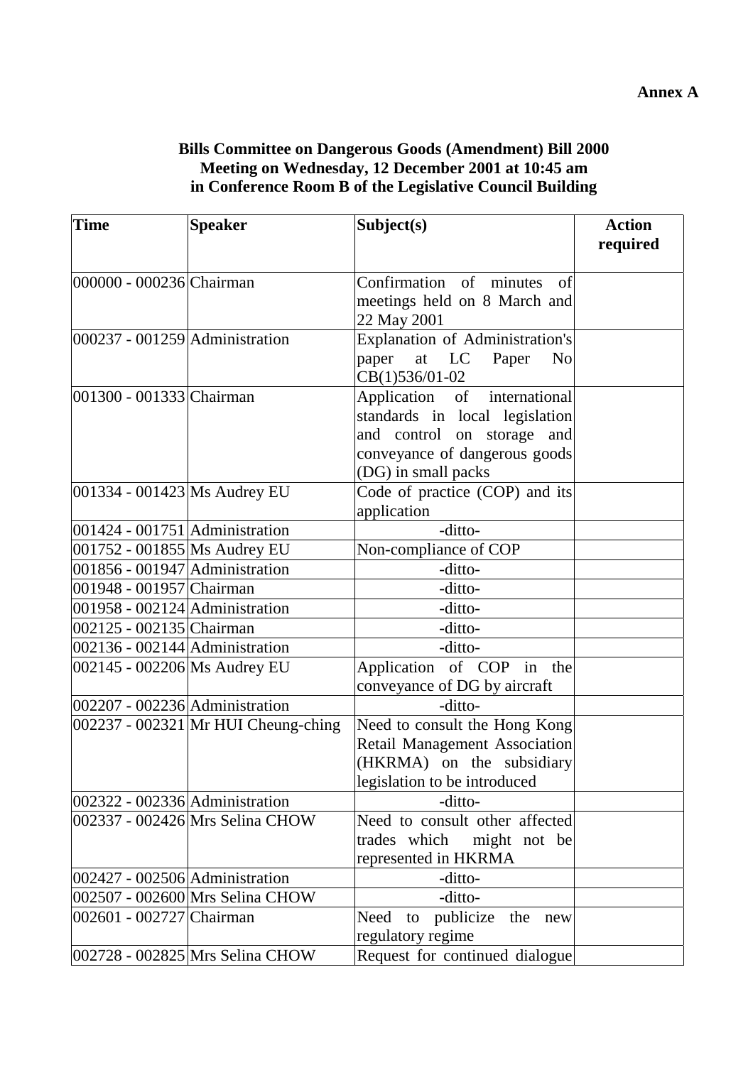**Annex A**

**Bills Committee on Dangerous Goods (Amendment) Bill 2000**
**Meeting on Wednesday, 12 December 2001 at 10:45 am**
**in Conference Room B of the Legislative Council Building**

| Time | Speaker | Subject(s) | Action required |
|---|---|---|---|
| 000000 - 000236 | Chairman | Confirmation of minutes of meetings held on 8 March and 22 May 2001 | |
| 000237 - 001259 | Administration | Explanation of Administration's paper at LC Paper No CB(1)536/01-02 | |
| 001300 - 001333 | Chairman | Application of international standards in local legislation and control on storage and conveyance of dangerous goods (DG) in small packs | |
| 001334 - 001423 | Ms Audrey EU | Code of practice (COP) and its application | |
| 001424 - 001751 | Administration | -ditto- | |
| 001752 - 001855 | Ms Audrey EU | Non-compliance of COP | |
| 001856 - 001947 | Administration | -ditto- | |
| 001948 - 001957 | Chairman | -ditto- | |
| 001958 - 002124 | Administration | -ditto- | |
| 002125 - 002135 | Chairman | -ditto- | |
| 002136 - 002144 | Administration | -ditto- | |
| 002145 - 002206 | Ms Audrey EU | Application of COP in the conveyance of DG by aircraft | |
| 002207 - 002236 | Administration | -ditto- | |
| 002237 - 002321 | Mr HUI Cheung-ching | Need to consult the Hong Kong Retail Management Association (HKRMA) on the subsidiary legislation to be introduced | |
| 002322 - 002336 | Administration | -ditto- | |
| 002337 - 002426 | Mrs Selina CHOW | Need to consult other affected trades which might not be represented in HKRMA | |
| 002427 - 002506 | Administration | -ditto- | |
| 002507 - 002600 | Mrs Selina CHOW | -ditto- | |
| 002601 - 002727 | Chairman | Need to publicize the new regulatory regime | |
| 002728 - 002825 | Mrs Selina CHOW | Request for continued dialogue | |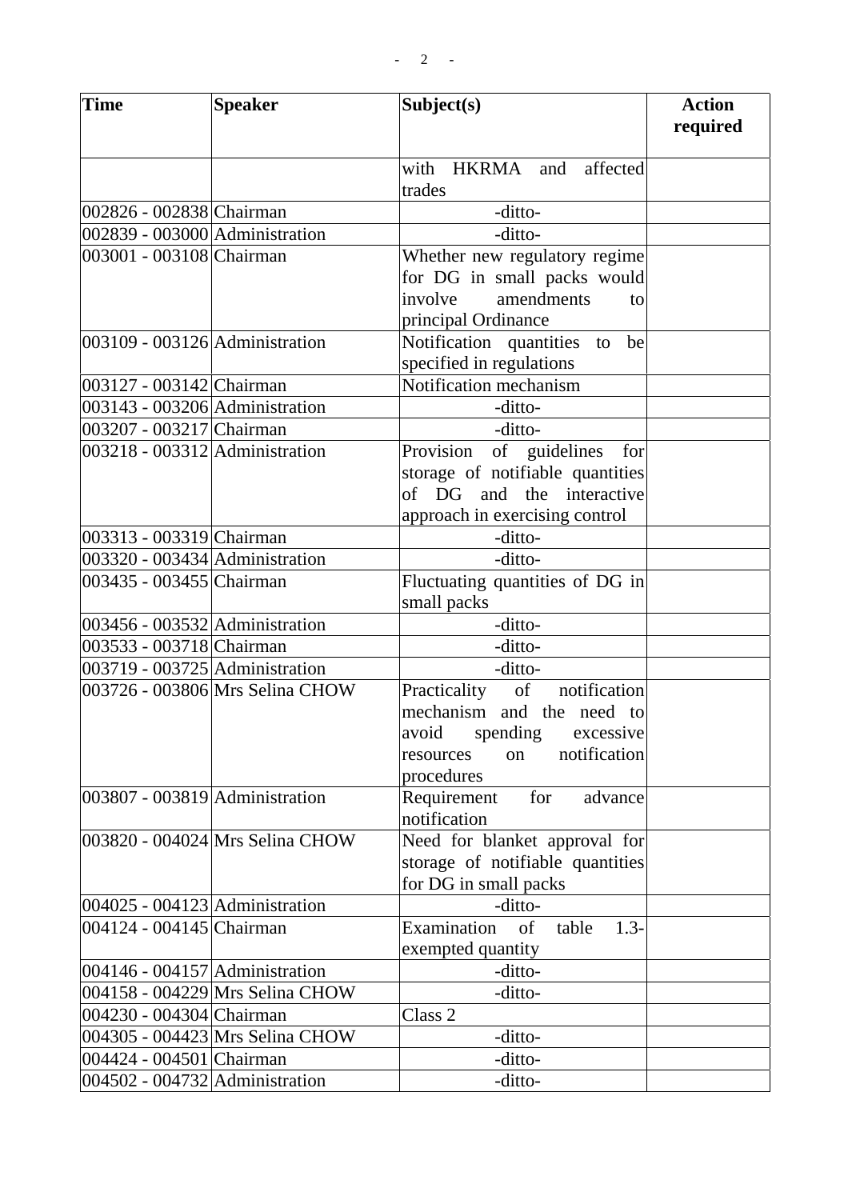| Time | Speaker | Subject(s) | Action required |
|---|---|---|---|
| | | with HKRMA and affected trades | |
| 002826 - 002838 | Chairman | -ditto- | |
| 002839 - 003000 | Administration | -ditto- | |
| 003001 - 003108 | Chairman | Whether new regulatory regime for DG in small packs would involve amendments to principal Ordinance | |
| 003109 - 003126 | Administration | Notification quantities to be specified in regulations | |
| 003127 - 003142 | Chairman | Notification mechanism | |
| 003143 - 003206 | Administration | -ditto- | |
| 003207 - 003217 | Chairman | -ditto- | |
| 003218 - 003312 | Administration | Provision of guidelines for storage of notifiable quantities of DG and the interactive approach in exercising control | |
| 003313 - 003319 | Chairman | -ditto- | |
| 003320 - 003434 | Administration | -ditto- | |
| 003435 - 003455 | Chairman | Fluctuating quantities of DG in small packs | |
| 003456 - 003532 | Administration | -ditto- | |
| 003533 - 003718 | Chairman | -ditto- | |
| 003719 - 003725 | Administration | -ditto- | |
| 003726 - 003806 | Mrs Selina CHOW | Practicality of notification mechanism and the need to avoid spending excessive resources on notification procedures | |
| 003807 - 003819 | Administration | Requirement for advance notification | |
| 003820 - 004024 | Mrs Selina CHOW | Need for blanket approval for storage of notifiable quantities for DG in small packs | |
| 004025 - 004123 | Administration | -ditto- | |
| 004124 - 004145 | Chairman | Examination of table 1.3-exempted quantity | |
| 004146 - 004157 | Administration | -ditto- | |
| 004158 - 004229 | Mrs Selina CHOW | -ditto- | |
| 004230 - 004304 | Chairman | Class 2 | |
| 004305 - 004423 | Mrs Selina CHOW | -ditto- | |
| 004424 - 004501 | Chairman | -ditto- | |
| 004502 - 004732 | Administration | -ditto- | |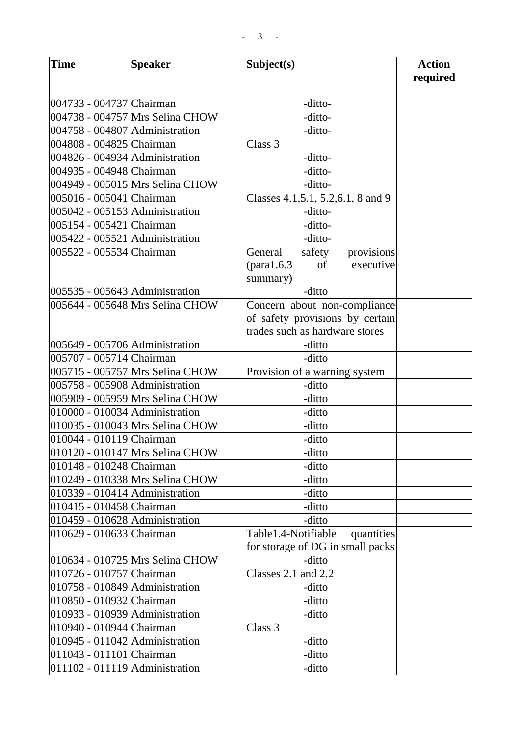| Time | Speaker | Subject(s) | Action required |
|---|---|---|---|
| 004733 - 004737 | Chairman | -ditto- | |
| 004738 - 004757 | Mrs Selina CHOW | -ditto- | |
| 004758 - 004807 | Administration | -ditto- | |
| 004808 - 004825 | Chairman | Class 3 | |
| 004826 - 004934 | Administration | -ditto- | |
| 004935 - 004948 | Chairman | -ditto- | |
| 004949 - 005015 | Mrs Selina CHOW | -ditto- | |
| 005016 - 005041 | Chairman | Classes 4.1,5.1, 5.2,6.1, 8 and 9 | |
| 005042 - 005153 | Administration | -ditto- | |
| 005154 - 005421 | Chairman | -ditto- | |
| 005422 - 005521 | Administration | -ditto- | |
| 005522 - 005534 | Chairman | General safety provisions (para1.6.3 of executive summary) | |
| 005535 - 005643 | Administration | -ditto | |
| 005644 - 005648 | Mrs Selina CHOW | Concern about non-compliance of safety provisions by certain trades such as hardware stores | |
| 005649 - 005706 | Administration | -ditto | |
| 005707 - 005714 | Chairman | -ditto | |
| 005715 - 005757 | Mrs Selina CHOW | Provision of a warning system | |
| 005758 - 005908 | Administration | -ditto | |
| 005909 - 005959 | Mrs Selina CHOW | -ditto | |
| 010000 - 010034 | Administration | -ditto | |
| 010035 - 010043 | Mrs Selina CHOW | -ditto | |
| 010044 - 010119 | Chairman | -ditto | |
| 010120 - 010147 | Mrs Selina CHOW | -ditto | |
| 010148 - 010248 | Chairman | -ditto | |
| 010249 - 010338 | Mrs Selina CHOW | -ditto | |
| 010339 - 010414 | Administration | -ditto | |
| 010415 - 010458 | Chairman | -ditto | |
| 010459 - 010628 | Administration | -ditto | |
| 010629 - 010633 | Chairman | Table1.4-Notifiable quantities for storage of DG in small packs | |
| 010634 - 010725 | Mrs Selina CHOW | -ditto | |
| 010726 - 010757 | Chairman | Classes 2.1 and 2.2 | |
| 010758 - 010849 | Administration | -ditto | |
| 010850 - 010932 | Chairman | -ditto | |
| 010933 - 010939 | Administration | -ditto | |
| 010940 - 010944 | Chairman | Class 3 | |
| 010945 - 011042 | Administration | -ditto | |
| 011043 - 011101 | Chairman | -ditto | |
| 011102 - 011119 | Administration | -ditto | |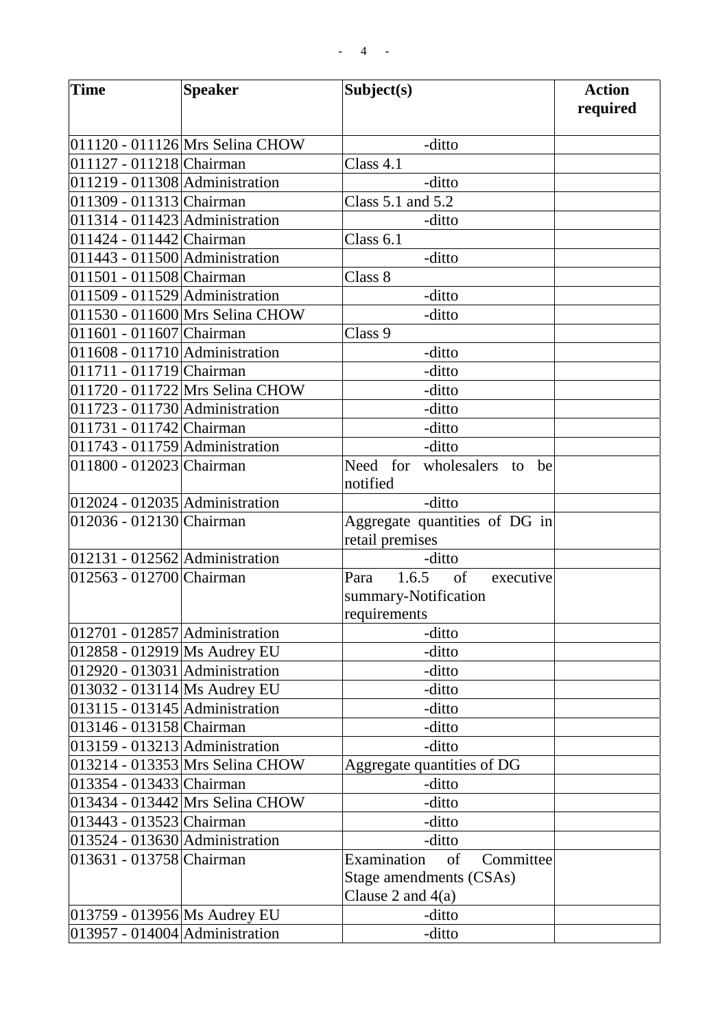| Time | Speaker | Subject(s) | Action required |
|---|---|---|---|
| 011120 - 011126 | Mrs Selina CHOW | -ditto | |
| 011127 - 011218 | Chairman | Class 4.1 | |
| 011219 - 011308 | Administration | -ditto | |
| 011309 - 011313 | Chairman | Class 5.1 and 5.2 | |
| 011314 - 011423 | Administration | -ditto | |
| 011424 - 011442 | Chairman | Class 6.1 | |
| 011443 - 011500 | Administration | -ditto | |
| 011501 - 011508 | Chairman | Class 8 | |
| 011509 - 011529 | Administration | -ditto | |
| 011530 - 011600 | Mrs Selina CHOW | -ditto | |
| 011601 - 011607 | Chairman | Class 9 | |
| 011608 - 011710 | Administration | -ditto | |
| 011711 - 011719 | Chairman | -ditto | |
| 011720 - 011722 | Mrs Selina CHOW | -ditto | |
| 011723 - 011730 | Administration | -ditto | |
| 011731 - 011742 | Chairman | -ditto | |
| 011743 - 011759 | Administration | -ditto | |
| 011800 - 012023 | Chairman | Need for wholesalers to be notified | |
| 012024 - 012035 | Administration | -ditto | |
| 012036 - 012130 | Chairman | Aggregate quantities of DG in retail premises | |
| 012131 - 012562 | Administration | -ditto | |
| 012563 - 012700 | Chairman | Para 1.6.5 of executive summary-Notification requirements | |
| 012701 - 012857 | Administration | -ditto | |
| 012858 - 012919 | Ms Audrey EU | -ditto | |
| 012920 - 013031 | Administration | -ditto | |
| 013032 - 013114 | Ms Audrey EU | -ditto | |
| 013115 - 013145 | Administration | -ditto | |
| 013146 - 013158 | Chairman | -ditto | |
| 013159 - 013213 | Administration | -ditto | |
| 013214 - 013353 | Mrs Selina CHOW | Aggregate quantities of DG | |
| 013354 - 013433 | Chairman | -ditto | |
| 013434 - 013442 | Mrs Selina CHOW | -ditto | |
| 013443 - 013523 | Chairman | -ditto | |
| 013524 - 013630 | Administration | -ditto | |
| 013631 - 013758 | Chairman | Examination of Committee Stage amendments (CSAs) Clause 2 and 4(a) | |
| 013759 - 013956 | Ms Audrey EU | -ditto | |
| 013957 - 014004 | Administration | -ditto | |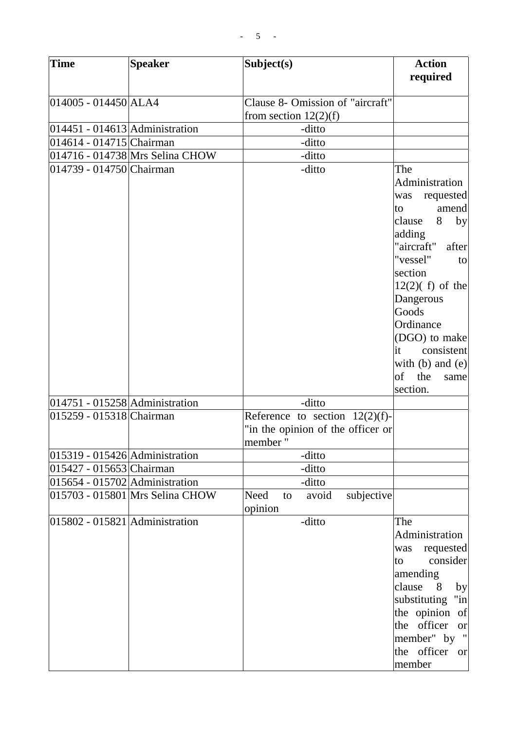| Time | Speaker | Subject(s) | Action required |
|---|---|---|---|
| 014005 - 014450 | ALA4 | Clause 8- Omission of "aircraft" from section 12(2)(f) | |
| 014451 - 014613 | Administration | -ditto | |
| 014614 - 014715 | Chairman | -ditto | |
| 014716 - 014738 | Mrs Selina CHOW | -ditto | |
| 014739 - 014750 | Chairman | -ditto | The Administration was requested to amend clause 8 by adding "aircraft" after "vessel" to section 12(2)( f) of the Dangerous Goods Ordinance (DGO) to make it consistent with (b) and (e) of the same section. |
| 014751 - 015258 | Administration | -ditto | |
| 015259 - 015318 | Chairman | Reference to section 12(2)(f)- "in the opinion of the officer or member " | |
| 015319 - 015426 | Administration | -ditto | |
| 015427 - 015653 | Chairman | -ditto | |
| 015654 - 015702 | Administration | -ditto | |
| 015703 - 015801 | Mrs Selina CHOW | Need to avoid subjective opinion | |
| 015802 - 015821 | Administration | -ditto | The Administration was requested to consider amending clause 8 by substituting "in the opinion of the officer or member" by " the officer or member |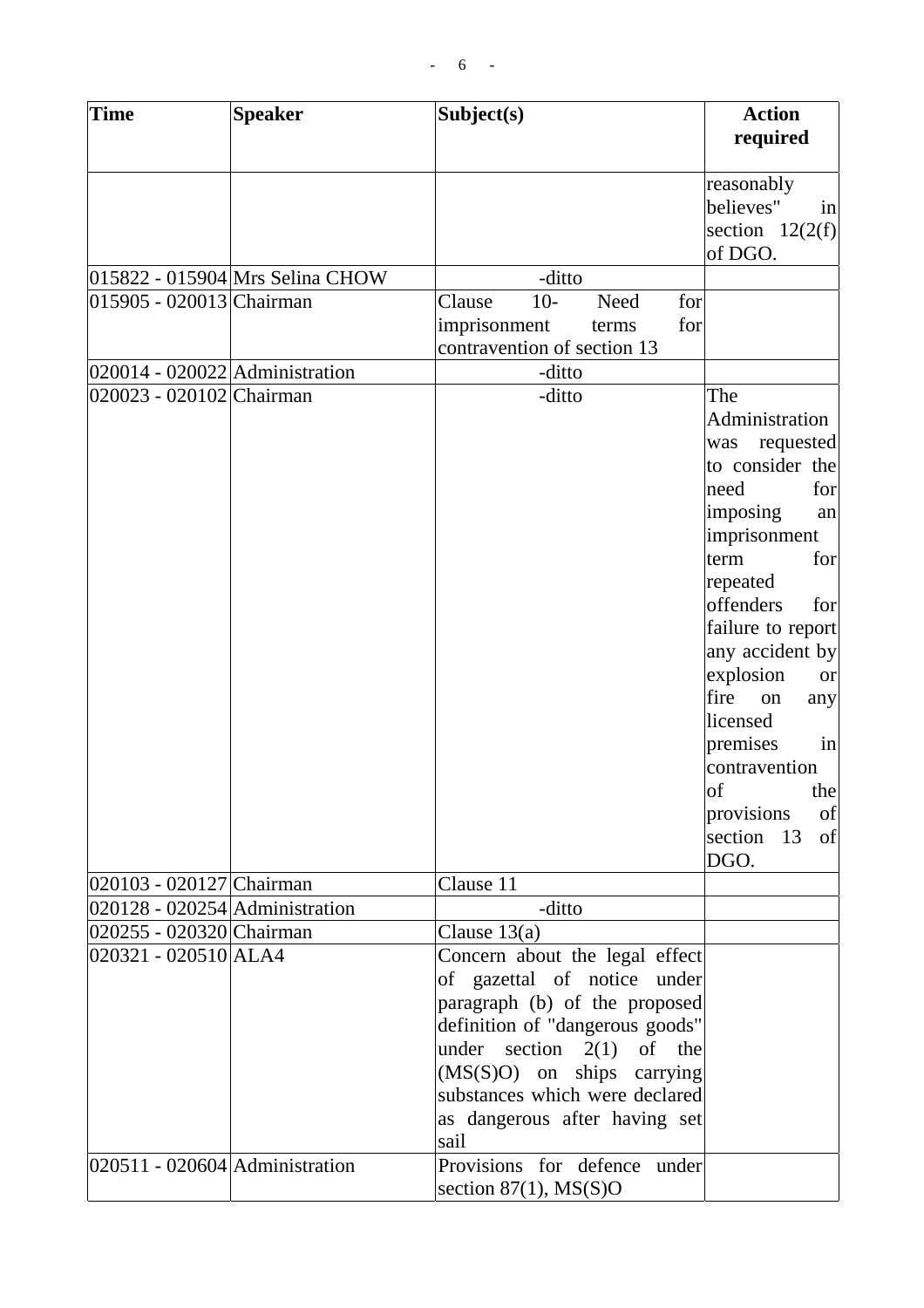| Time | Speaker | Subject(s) | Action required |
|---|---|---|---|
| | | | reasonably believes" in section 12(2(f) of DGO. |
| 015822 - 015904 | Mrs Selina CHOW | -ditto | |
| 015905 - 020013 | Chairman | Clause 10- Need for imprisonment terms for contravention of section 13 | |
| 020014 - 020022 | Administration | -ditto | |
| 020023 - 020102 | Chairman | -ditto | The Administration was requested to consider the need for imposing an imprisonment term for repeated offenders for failure to report any accident by explosion or fire on any licensed premises in contravention of the provisions of section 13 of DGO. |
| 020103 - 020127 | Chairman | Clause 11 | |
| 020128 - 020254 | Administration | -ditto | |
| 020255 - 020320 | Chairman | Clause 13(a) | |
| 020321 - 020510 | ALA4 | Concern about the legal effect of gazettal of notice under paragraph (b) of the proposed definition of "dangerous goods" under section 2(1) of the (MS(S)O) on ships carrying substances which were declared as dangerous after having set sail | |
| 020511 - 020604 | Administration | Provisions for defence under section 87(1), MS(S)O | |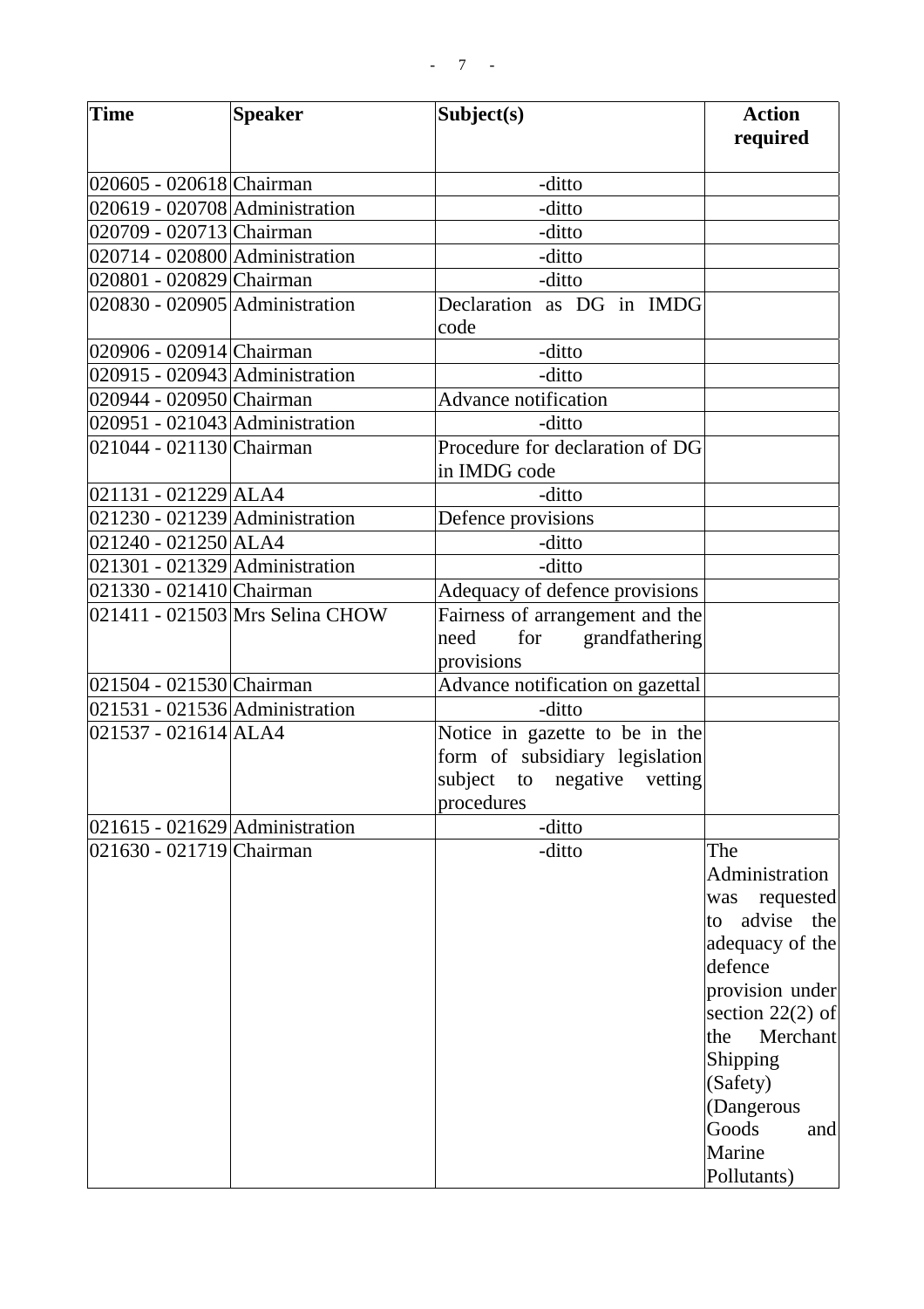| Time | Speaker | Subject(s) | Action required |
|---|---|---|---|
| 020605 - 020618 | Chairman | -ditto | |
| 020619 - 020708 | Administration | -ditto | |
| 020709 - 020713 | Chairman | -ditto | |
| 020714 - 020800 | Administration | -ditto | |
| 020801 - 020829 | Chairman | -ditto | |
| 020830 - 020905 | Administration | Declaration as DG in IMDG code | |
| 020906 - 020914 | Chairman | -ditto | |
| 020915 - 020943 | Administration | -ditto | |
| 020944 - 020950 | Chairman | Advance notification | |
| 020951 - 021043 | Administration | -ditto | |
| 021044 - 021130 | Chairman | Procedure for declaration of DG in IMDG code | |
| 021131 - 021229 | ALA4 | -ditto | |
| 021230 - 021239 | Administration | Defence provisions | |
| 021240 - 021250 | ALA4 | -ditto | |
| 021301 - 021329 | Administration | -ditto | |
| 021330 - 021410 | Chairman | Adequacy of defence provisions | |
| 021411 - 021503 | Mrs Selina CHOW | Fairness of arrangement and the need for grandfathering provisions | |
| 021504 - 021530 | Chairman | Advance notification on gazettal | |
| 021531 - 021536 | Administration | -ditto | |
| 021537 - 021614 | ALA4 | Notice in gazette to be in the form of subsidiary legislation subject to negative vetting procedures | |
| 021615 - 021629 | Administration | -ditto | |
| 021630 - 021719 | Chairman | -ditto | The Administration was requested to advise the adequacy of the defence provision under section 22(2) of the Merchant Shipping (Safety) (Dangerous Goods and Marine Pollutants) |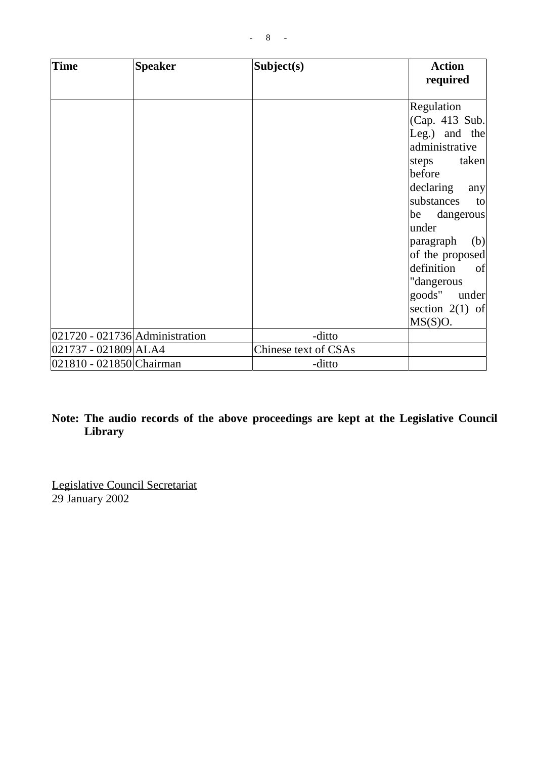| Time | Speaker | Subject(s) | Action required |
|---|---|---|---|
| | | | Regulation (Cap. 413 Sub. Leg.) and the administrative steps taken before declaring any substances to be dangerous under paragraph (b) of the proposed definition of "dangerous goods" under section 2(1) of MS(S)O. |
| 021720 - 021736 | Administration | -ditto | |
| 021737 - 021809 | ALA4 | Chinese text of CSAs | |
| 021810 - 021850 | Chairman | -ditto | |

**Note: The audio records of the above proceedings are kept at the Legislative Council Library**

Legislative Council Secretariat
29 January 2002